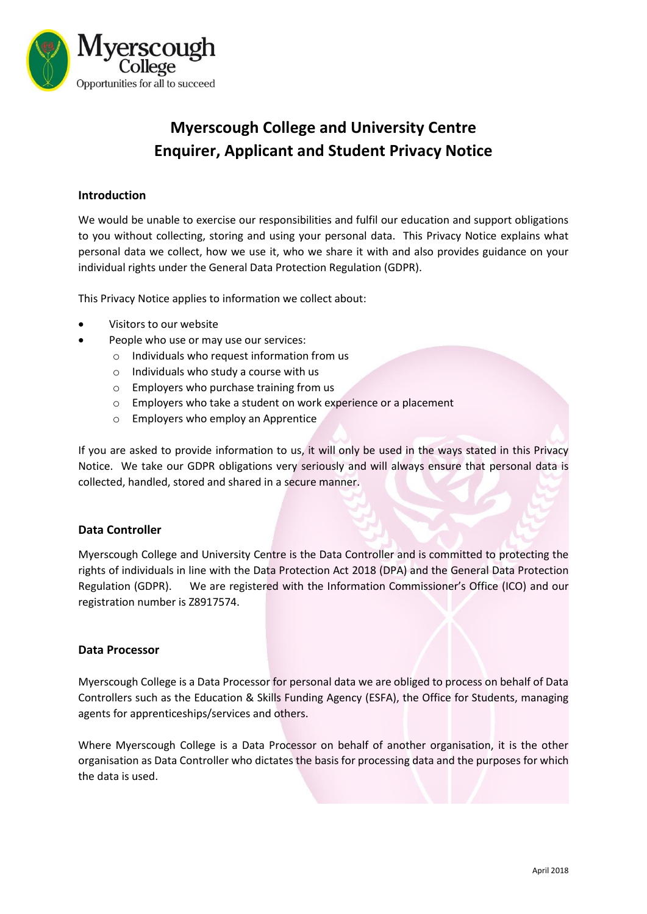# Myerscough College and University Centre
# Enquirer, Applicant and Student Privacy Notice

## Introduction

We would be unable to exercise our responsibilities and fulfil our education and support obligations to you without collecting, storing and using your personal data. This Privacy Notice explains what personal data we collect, how we use it, who we share it with and also provides guidance on your individual rights under the General Data Protection Regulation (GDPR).

This Privacy Notice applies to information we collect about:

- Visitors to our website
- People who use or may use our services:
  - Individuals who request information from us
  - Individuals who study a course with us
  - Employers who purchase training from us
  - Employers who take a student on work experience or a placement
  - Employers who employ an Apprentice

If you are asked to provide information to us, it will only be used in the ways stated in this Privacy Notice. We take our GDPR obligations very seriously and will always ensure that personal data is collected, handled, stored and shared in a secure manner.

## Data Controller

Myerscough College and University Centre is the Data Controller and is committed to protecting the rights of individuals in line with the Data Protection Act 2018 (DPA) and the General Data Protection Regulation (GDPR). We are registered with the Information Commissioner's Office (ICO) and our registration number is Z8917574.

## Data Processor

Myerscough College is a Data Processor for personal data we are obliged to process on behalf of Data Controllers such as the Education & Skills Funding Agency (ESFA), the Office for Students, managing agents for apprenticeships/services and others.

Where Myerscough College is a Data Processor on behalf of another organisation, it is the other organisation as Data Controller who dictates the basis for processing data and the purposes for which the data is used.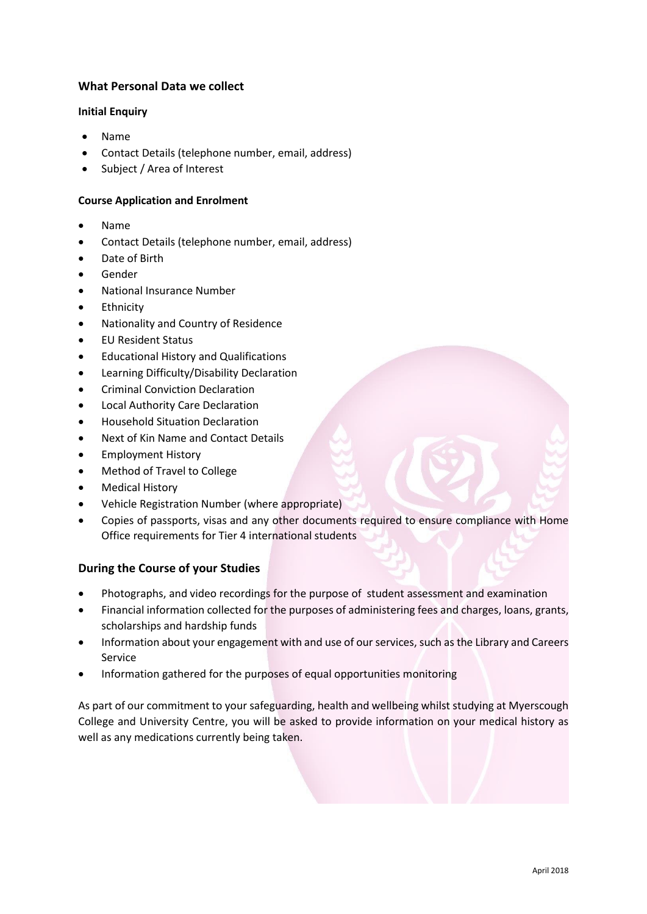## What Personal Data we collect

### Initial Enquiry

- Name
- Contact Details (telephone number, email, address)
- Subject / Area of Interest

### Course Application and Enrolment

- Name
- Contact Details (telephone number, email, address)
- Date of Birth
- Gender
- National Insurance Number
- Ethnicity
- Nationality and Country of Residence
- EU Resident Status
- Educational History and Qualifications
- Learning Difficulty/Disability Declaration
- Criminal Conviction Declaration
- Local Authority Care Declaration
- Household Situation Declaration
- Next of Kin Name and Contact Details
- Employment History
- Method of Travel to College
- Medical History
- Vehicle Registration Number (where appropriate)
- Copies of passports, visas and any other documents required to ensure compliance with Home Office requirements for Tier 4 international students

## During the Course of your Studies

- Photographs, and video recordings for the purpose of student assessment and examination
- Financial information collected for the purposes of administering fees and charges, loans, grants, scholarships and hardship funds
- Information about your engagement with and use of our services, such as the Library and Careers Service
- Information gathered for the purposes of equal opportunities monitoring

As part of our commitment to your safeguarding, health and wellbeing whilst studying at Myerscough College and University Centre, you will be asked to provide information on your medical history as well as any medications currently being taken.

April 2018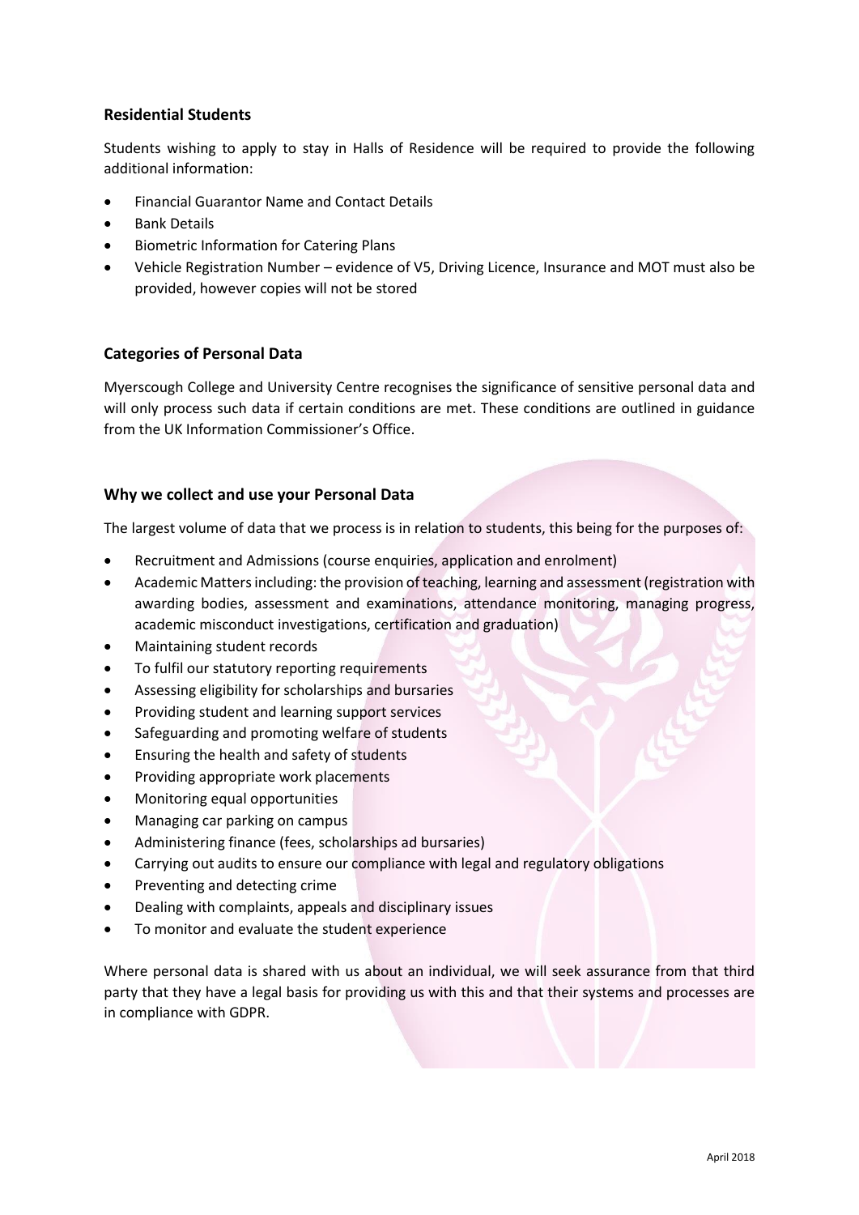### Residential Students

Students wishing to apply to stay in Halls of Residence will be required to provide the following additional information:

- Financial Guarantor Name and Contact Details
- Bank Details
- Biometric Information for Catering Plans
- Vehicle Registration Number – evidence of V5, Driving Licence, Insurance and MOT must also be provided, however copies will not be stored

### Categories of Personal Data

Myerscough College and University Centre recognises the significance of sensitive personal data and will only process such data if certain conditions are met. These conditions are outlined in guidance from the UK Information Commissioner's Office.

### Why we collect and use your Personal Data

The largest volume of data that we process is in relation to students, this being for the purposes of:

- Recruitment and Admissions (course enquiries, application and enrolment)
- Academic Matters including: the provision of teaching, learning and assessment (registration with awarding bodies, assessment and examinations, attendance monitoring, managing progress, academic misconduct investigations, certification and graduation)
- Maintaining student records
- To fulfil our statutory reporting requirements
- Assessing eligibility for scholarships and bursaries
- Providing student and learning support services
- Safeguarding and promoting welfare of students
- Ensuring the health and safety of students
- Providing appropriate work placements
- Monitoring equal opportunities
- Managing car parking on campus
- Administering finance (fees, scholarships ad bursaries)
- Carrying out audits to ensure our compliance with legal and regulatory obligations
- Preventing and detecting crime
- Dealing with complaints, appeals and disciplinary issues
- To monitor and evaluate the student experience

Where personal data is shared with us about an individual, we will seek assurance from that third party that they have a legal basis for providing us with this and that their systems and processes are in compliance with GDPR.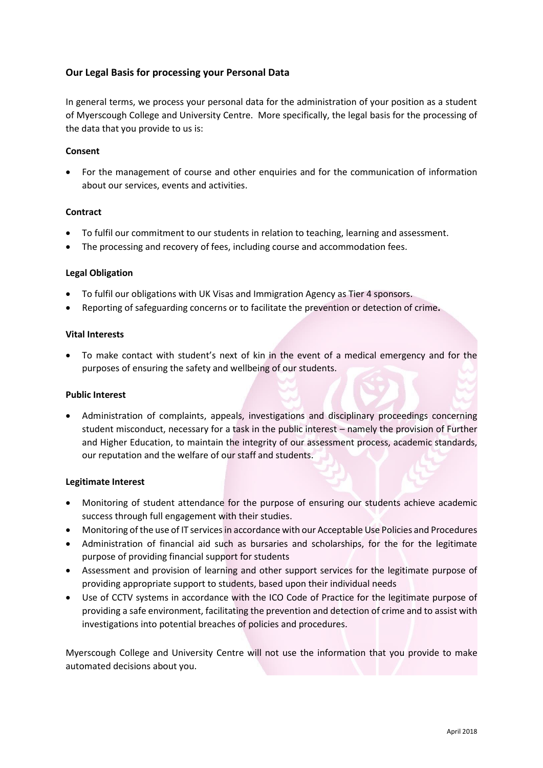## Our Legal Basis for processing your Personal Data

In general terms, we process your personal data for the administration of your position as a student of Myerscough College and University Centre. More specifically, the legal basis for the processing of the data that you provide to us is:

**Consent**

- For the management of course and other enquiries and for the communication of information about our services, events and activities.

**Contract**

- To fulfil our commitment to our students in relation to teaching, learning and assessment.
- The processing and recovery of fees, including course and accommodation fees.

**Legal Obligation**

- To fulfil our obligations with UK Visas and Immigration Agency as Tier 4 sponsors.
- Reporting of safeguarding concerns or to facilitate the prevention or detection of crime**.**

**Vital Interests**

- To make contact with student's next of kin in the event of a medical emergency and for the purposes of ensuring the safety and wellbeing of our students.

**Public Interest**

- Administration of complaints, appeals, investigations and disciplinary proceedings concerning student misconduct, necessary for a task in the public interest – namely the provision of Further and Higher Education, to maintain the integrity of our assessment process, academic standards, our reputation and the welfare of our staff and students.

**Legitimate Interest**

- Monitoring of student attendance for the purpose of ensuring our students achieve academic success through full engagement with their studies.
- Monitoring of the use of IT services in accordance with our Acceptable Use Policies and Procedures
- Administration of financial aid such as bursaries and scholarships, for the for the legitimate purpose of providing financial support for students
- Assessment and provision of learning and other support services for the legitimate purpose of providing appropriate support to students, based upon their individual needs
- Use of CCTV systems in accordance with the ICO Code of Practice for the legitimate purpose of providing a safe environment, facilitating the prevention and detection of crime and to assist with investigations into potential breaches of policies and procedures.

Myerscough College and University Centre will not use the information that you provide to make automated decisions about you.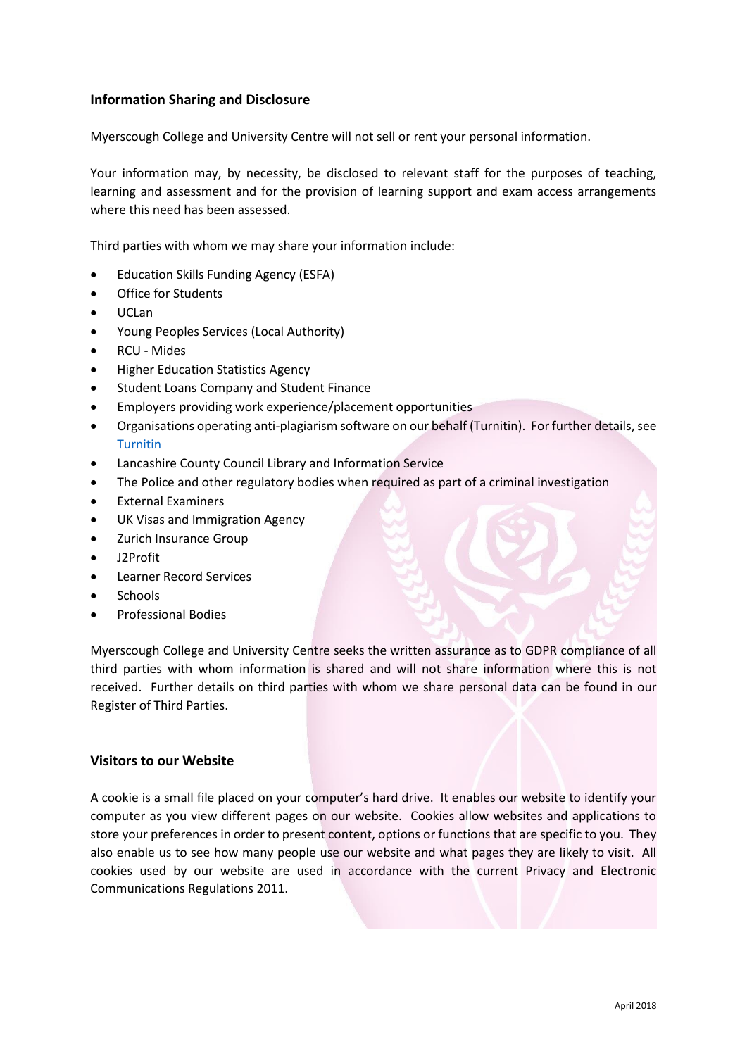### Information Sharing and Disclosure

Myerscough College and University Centre will not sell or rent your personal information.

Your information may, by necessity, be disclosed to relevant staff for the purposes of teaching, learning and assessment and for the provision of learning support and exam access arrangements where this need has been assessed.

Third parties with whom we may share your information include:

- Education Skills Funding Agency (ESFA)
- Office for Students
- UCLan
- Young Peoples Services (Local Authority)
- RCU - Mides
- Higher Education Statistics Agency
- Student Loans Company and Student Finance
- Employers providing work experience/placement opportunities
- Organisations operating anti-plagiarism software on our behalf (Turnitin). For further details, see Turnitin
- Lancashire County Council Library and Information Service
- The Police and other regulatory bodies when required as part of a criminal investigation
- External Examiners
- UK Visas and Immigration Agency
- Zurich Insurance Group
- J2Profit
- Learner Record Services
- Schools
- Professional Bodies

Myerscough College and University Centre seeks the written assurance as to GDPR compliance of all third parties with whom information is shared and will not share information where this is not received. Further details on third parties with whom we share personal data can be found in our Register of Third Parties.

### Visitors to our Website

A cookie is a small file placed on your computer's hard drive. It enables our website to identify your computer as you view different pages on our website. Cookies allow websites and applications to store your preferences in order to present content, options or functions that are specific to you. They also enable us to see how many people use our website and what pages they are likely to visit. All cookies used by our website are used in accordance with the current Privacy and Electronic Communications Regulations 2011.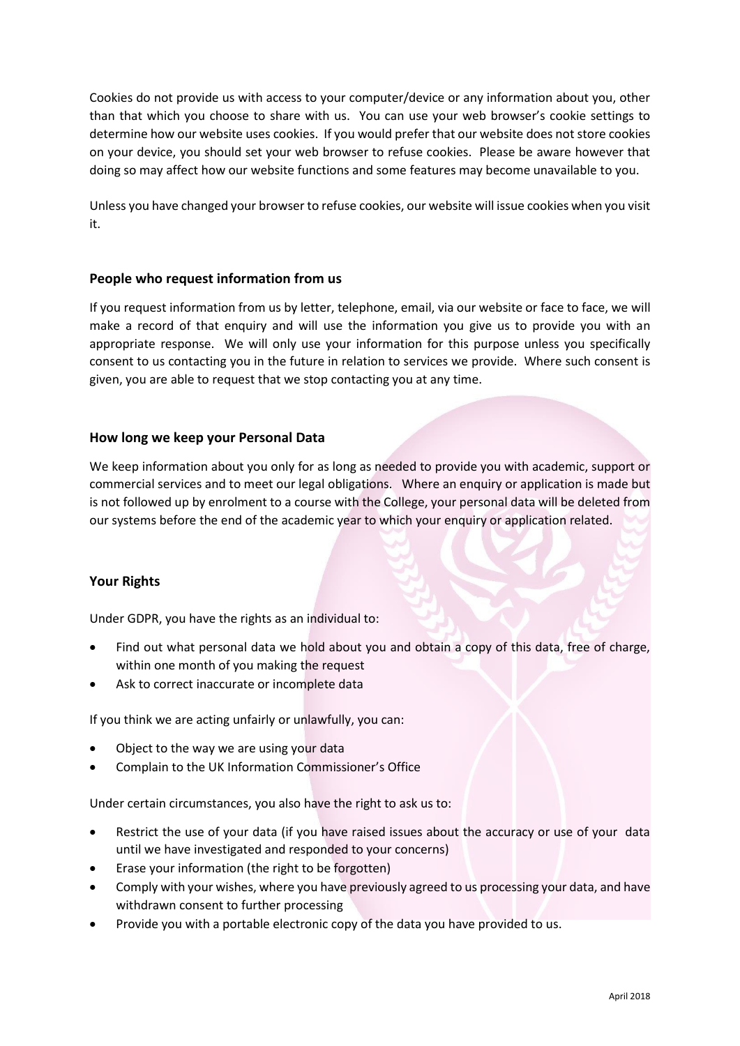Cookies do not provide us with access to your computer/device or any information about you, other than that which you choose to share with us. You can use your web browser's cookie settings to determine how our website uses cookies. If you would prefer that our website does not store cookies on your device, you should set your web browser to refuse cookies. Please be aware however that doing so may affect how our website functions and some features may become unavailable to you.

Unless you have changed your browser to refuse cookies, our website will issue cookies when you visit it.

### People who request information from us

If you request information from us by letter, telephone, email, via our website or face to face, we will make a record of that enquiry and will use the information you give us to provide you with an appropriate response. We will only use your information for this purpose unless you specifically consent to us contacting you in the future in relation to services we provide. Where such consent is given, you are able to request that we stop contacting you at any time.

### How long we keep your Personal Data

We keep information about you only for as long as needed to provide you with academic, support or commercial services and to meet our legal obligations. Where an enquiry or application is made but is not followed up by enrolment to a course with the College, your personal data will be deleted from our systems before the end of the academic year to which your enquiry or application related.

### Your Rights

Under GDPR, you have the rights as an individual to:

- Find out what personal data we hold about you and obtain a copy of this data, free of charge, within one month of you making the request
- Ask to correct inaccurate or incomplete data

If you think we are acting unfairly or unlawfully, you can:

- Object to the way we are using your data
- Complain to the UK Information Commissioner's Office

Under certain circumstances, you also have the right to ask us to:

- Restrict the use of your data (if you have raised issues about the accuracy or use of your data until we have investigated and responded to your concerns)
- Erase your information (the right to be forgotten)
- Comply with your wishes, where you have previously agreed to us processing your data, and have withdrawn consent to further processing
- Provide you with a portable electronic copy of the data you have provided to us.

April 2018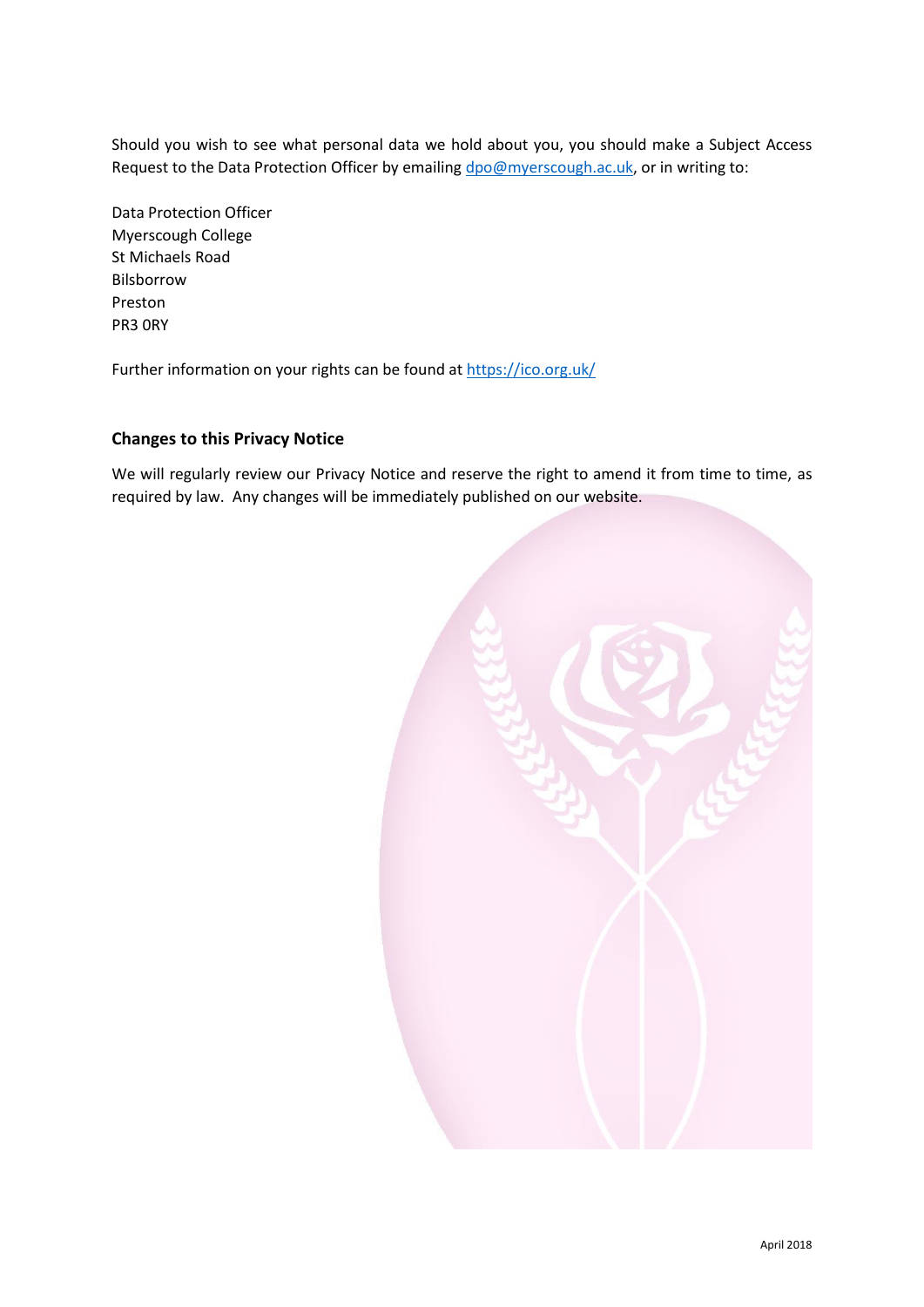Should you wish to see what personal data we hold about you, you should make a Subject Access Request to the Data Protection Officer by emailing dpo@myerscough.ac.uk, or in writing to:

Data Protection Officer
Myerscough College
St Michaels Road
Bilsborrow
Preston
PR3 0RY

Further information on your rights can be found at https://ico.org.uk/

### Changes to this Privacy Notice

We will regularly review our Privacy Notice and reserve the right to amend it from time to time, as required by law. Any changes will be immediately published on our website.

April 2018